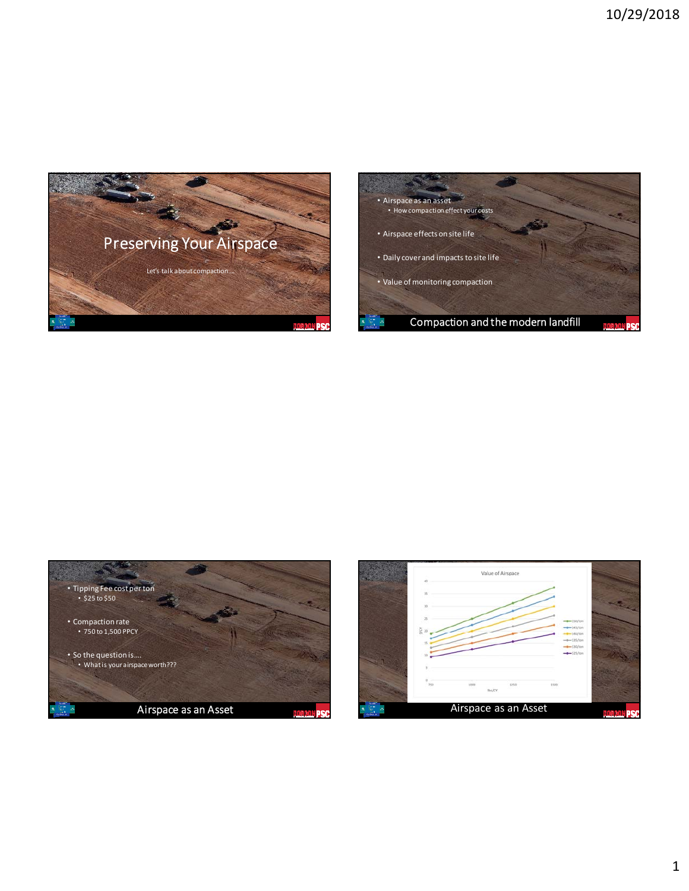## Preserving Your Airspace

Let's talk about compaction....

## Compaction and the modern landfill

- Airspace as an asset
  - How compaction effect your costs
- Airspace effects on site life
- Daily cover and impacts to site life
- Value of monitoring compaction

## Airspace as an Asset

- Tipping Fee cost per ton
  - $25 to $50
- Compaction rate
  - 750 to 1,500 PPCY
- So the question is....
  - What is your airspace worth???

## Airspace as an Asset

Value of Airspace

(Chart: $/CY vs. lbs/CY from 750 to 1500; series: $50/ton, $45/ton, $40/ton, $35/ton, $30/ton, $25/ton)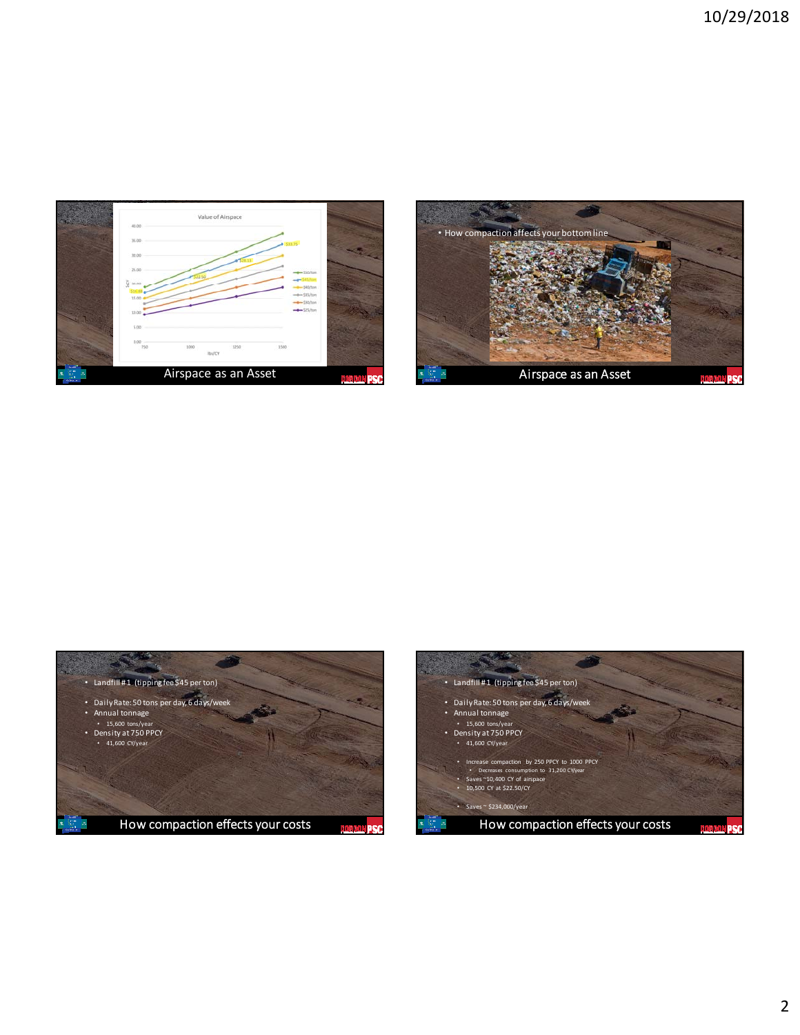## Airspace as an Asset

**Value of Airspace**

(Chart: $/CY vs lbs/CY, 750–1500, for tipping fees $50/ton, $45/ton, $40/ton, $35/ton, $30/ton, $25/ton; labeled values $16.88, $22.50, $28.13, $33.75)

## Airspace as an Asset

- How compaction affects your bottom line

## How compaction effects your costs

- Landfill #1 (tipping fee $45 per ton)
- Daily Rate: 50 tons per day, 6 days/week
- Annual tonnage
  - 15,600 tons/year
- Density at 750 PPCY
  - 41,600 CY/year

## How compaction effects your costs

- Landfill #1 (tipping fee $45 per ton)
- Daily Rate: 50 tons per day, 6 days/week
- Annual tonnage
  - 15,600 tons/year
- Density at 750 PPCY
  - 41,600 CY/year
  - Increase compaction by 250 PPCY to 1000 PPCY
    - Decreases consumption to 31,200 CY/year
  - Saves ~10,400 CY of airspace
  - 10,500 CY at $22.50/CY
  - Saves ~ $234,000/year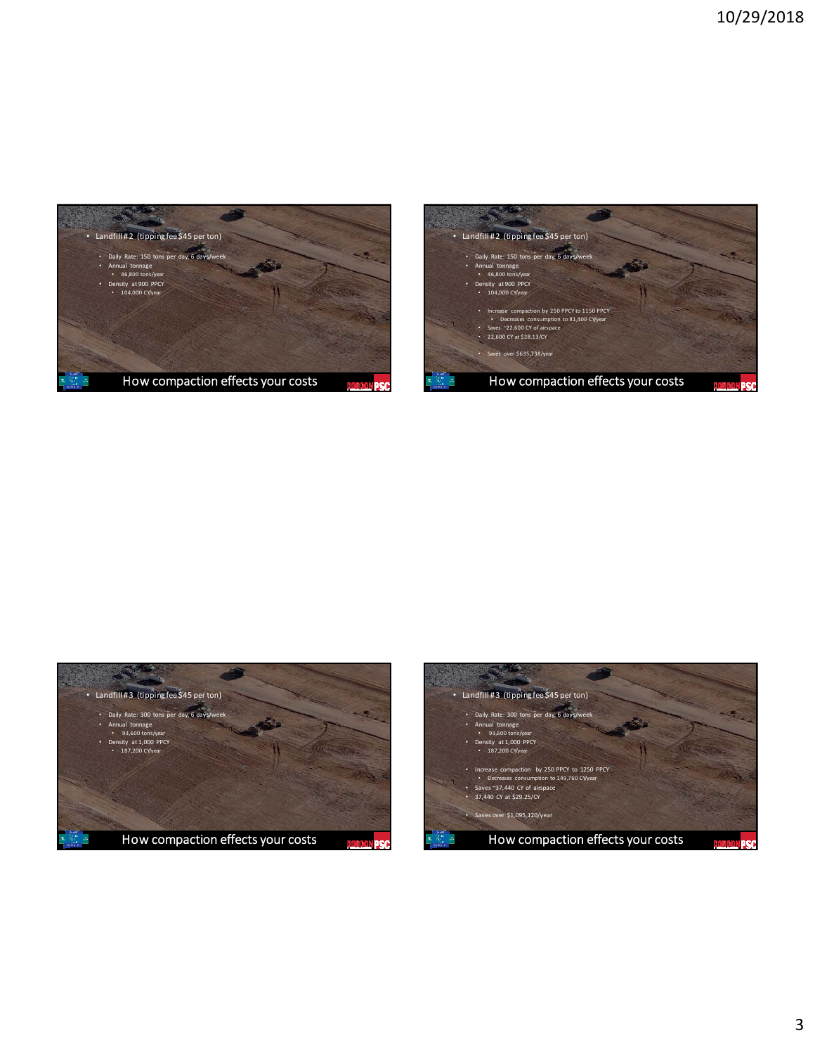## How compaction effects your costs

- Landfill #2 (tipping fee $45 per ton)
  - Daily Rate: 150 tons per day, 6 days/week
  - Annual tonnage
    - 46,800 tons/year
  - Density at 900 PPCY
    - 104,000 CY/year

## How compaction effects your costs

- Landfill #2 (tipping fee $45 per ton)
  - Daily Rate: 150 tons per day, 6 days/week
  - Annual tonnage
    - 46,800 tons/year
  - Density at 900 PPCY
    - 104,000 CY/year
    - Increase compaction by 250 PPCY to 1150 PPCY
      - Decreases consumption to 81,400 CY/year
    - Saves ~22,600 CY of airspace
    - 22,600 CY at $28.13/CY
    - Saves over $635,738/year

## How compaction effects your costs

- Landfill #3 (tipping fee $45 per ton)
  - Daily Rate: 300 tons per day, 6 days/week
  - Annual tonnage
    - 93,600 tons/year
  - Density at 1,000 PPCY
    - 187,200 CY/year

## How compaction effects your costs

- Landfill #3 (tipping fee $45 per ton)
  - Daily Rate: 300 tons per day, 6 days/week
  - Annual tonnage
    - 93,600 tons/year
  - Density at 1,000 PPCY
    - 187,200 CY/year
  - Increase compaction by 250 PPCY to 1250 PPCY
    - Decreases consumption to 149,760 CY/year
  - Saves ~37,440 CY of airspace
  - 37,440 CY at $29.25/CY
  - Saves over $1,095,120/year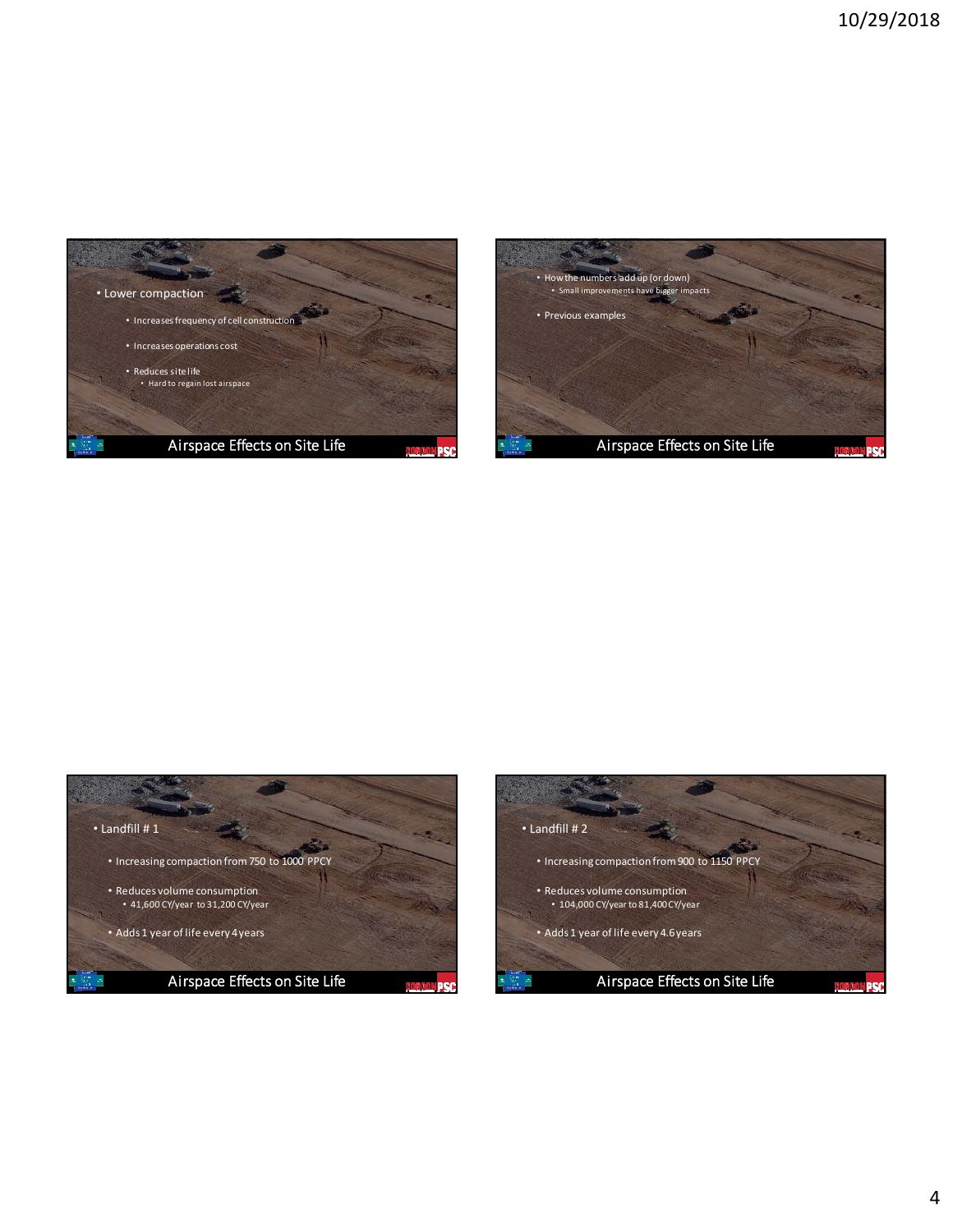## Airspace Effects on Site Life

- Lower compaction
  - Increases frequency of cell construction
  - Increases operations cost
  - Reduces site life
    - Hard to regain lost airspace

## Airspace Effects on Site Life

- How the numbers add up (or down)
  - Small improvements have bigger impacts
- Previous examples

## Airspace Effects on Site Life

- Landfill # 1
  - Increasing compaction from 750 to 1000 PPCY
  - Reduces volume consumption
    - 41,600 CY/year to 31,200 CY/year
  - Adds 1 year of life every 4 years

## Airspace Effects on Site Life

- Landfill # 2
  - Increasing compaction from 900 to 1150 PPCY
  - Reduces volume consumption
    - 104,000 CY/year to 81,400 CY/year
  - Adds 1 year of life every 4.6 years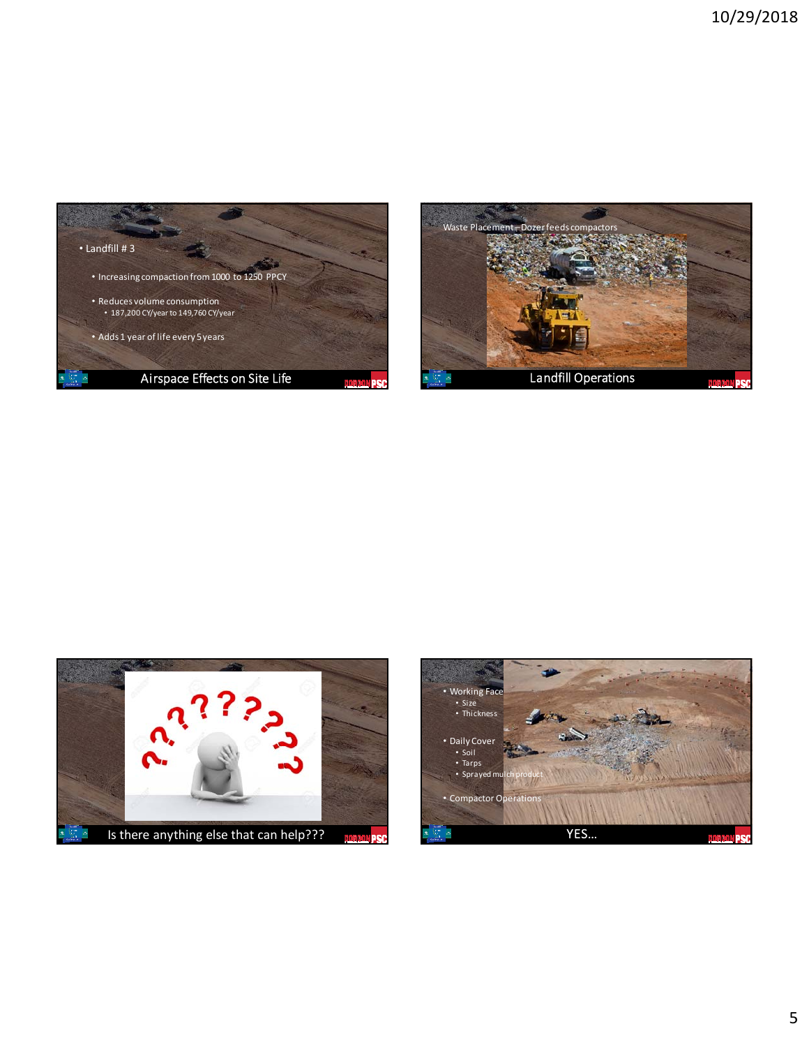## Airspace Effects on Site Life

- Landfill # 3
  - Increasing compaction from 1000 to 1250 PPCY
  - Reduces volume consumption
    - 187,200 CY/year to 149,760 CY/year
  - Adds 1 year of life every 5 years

## Landfill Operations

Waste Placement – Dozer feeds compactors

## Is there anything else that can help???

## YES…

- Working Face
  - Size
  - Thickness
- Daily Cover
  - Soil
  - Tarps
  - Sprayed mulch product
- Compactor Operations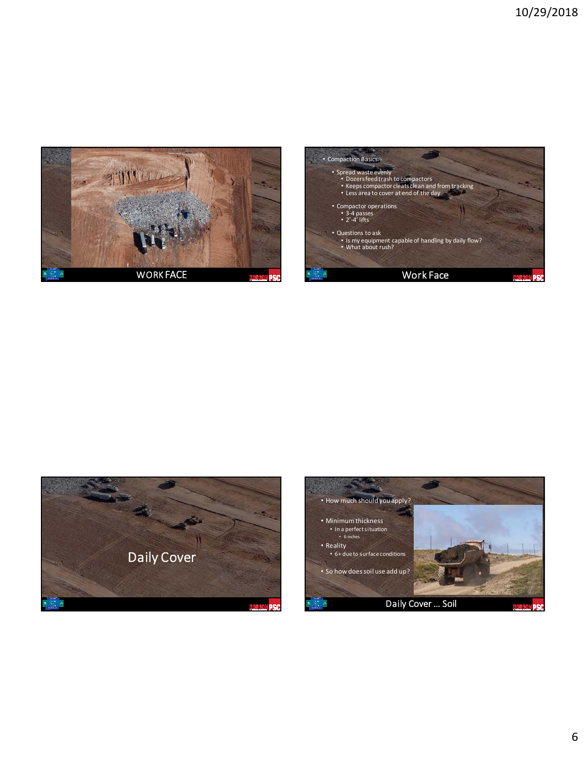## WORK FACE

## Work Face

- Compaction Basics:
  - Spread waste evenly
    - Dozers feed trash to compactors
    - Keeps compactor cleats clean and from tracking
    - Less area to cover at end of the day
  - Compactor operations
    - 3-4 passes
    - 2'-4' lifts
  - Questions to ask
    - Is my equipment capable of handling by daily flow?
    - What about rush?

## Daily Cover

## Daily Cover ... Soil

- How much should you apply?
- Minimum thickness
  - In a perfect situation
    - 6-inches
- Reality
  - 6+ due to surface conditions
- So how does soil use add up?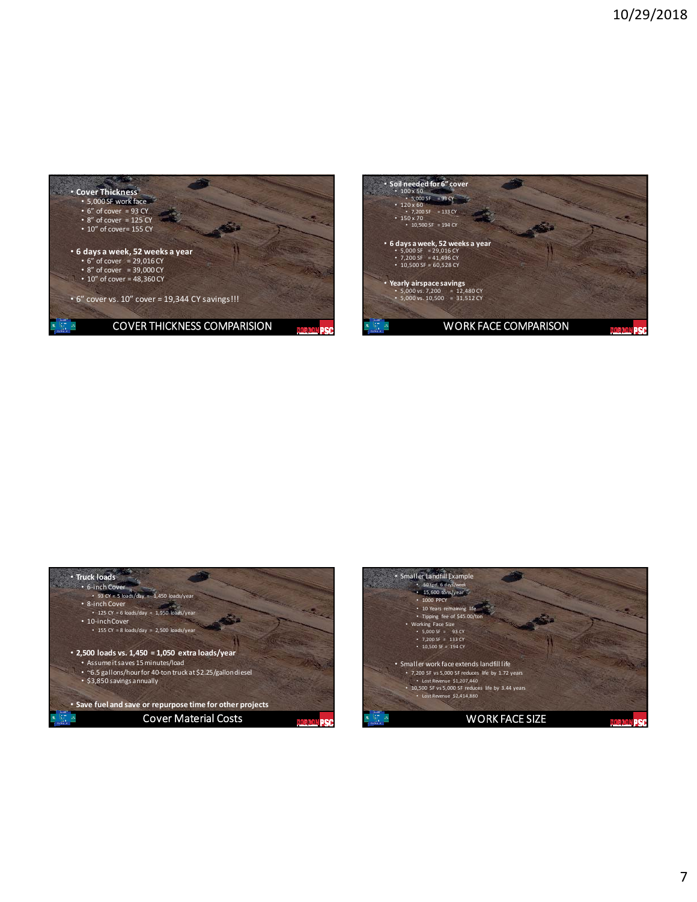## COVER THICKNESS COMPARISION

- **Cover Thickness**
  - 5,000 SF work face
  - 6" of cover = 93 CY
  - 8" of cover = 125 CY
  - 10" of cover= 155 CY
- **6 days a week, 52 weeks a year**
  - 6" of cover = 29,016 CY
  - 8" of cover = 39,000 CY
  - 10" of cover = 48,360 CY
- 6" cover vs. 10" cover = 19,344 CY savings!!!

## WORK FACE COMPARISON

- **Soil needed for 6" cover**
  - 100 x 50
    - 5,000 SF = 93 CY
  - 120 x 60
    - 7,200 SF = 133 CY
  - 150 x 70
    - 10,500 SF = 194 CY
- **6 days a week, 52 weeks a year**
  - 5,000 SF = 29,016 CY
  - 7,200 SF = 41,496 CY
  - 10,500 SF = 60,528 CY
- **Yearly airspace savings**
  - 5,000 vs. 7,200 = 12,480 CY
  - 5,000 vs. 10,500 = 31,512 CY

## Cover Material Costs

- **Truck loads**
  - 6-inch Cover
    - 93 CY = 5 loads/day = 1,450 loads/year
  - 8-inch Cover
    - 125 CY = 6 loads/day = 1,950 loads/year
  - 10-inch Cover
    - 155 CY = 8 loads/day = 2,500 loads/year
- **2,500 loads vs. 1,450 = 1,050 extra loads/year**
  - Assume it saves 15 minutes/load
  - ~6.5 gallons/hour for 40-ton truck at $2.25/gallon diesel
  - $3,850 savings annually
- **Save fuel and save or repurpose time for other projects**

## WORK FACE SIZE

- Smaller Landfill Example
  - 50 tpd, 6 days/week
  - 15,600 tons/year
  - 1000 PPCY
  - 10 Years remaining life
  - Tipping fee of $45.00/ton
  - Working Face Size
    - 5,000 SF = 93 CY
    - 7,200 SF = 133 CY
    - 10,500 SF = 194 CY
- Smaller work face extends landfill life
  - 7,200 SF vs 5,000 SF reduces life by 1.72 years
    - Lost Revenue $1,207,440
  - 10,500 SF vs 5,000 SF reduces life by 3.44 years
    - Lost Revenue $2,414,880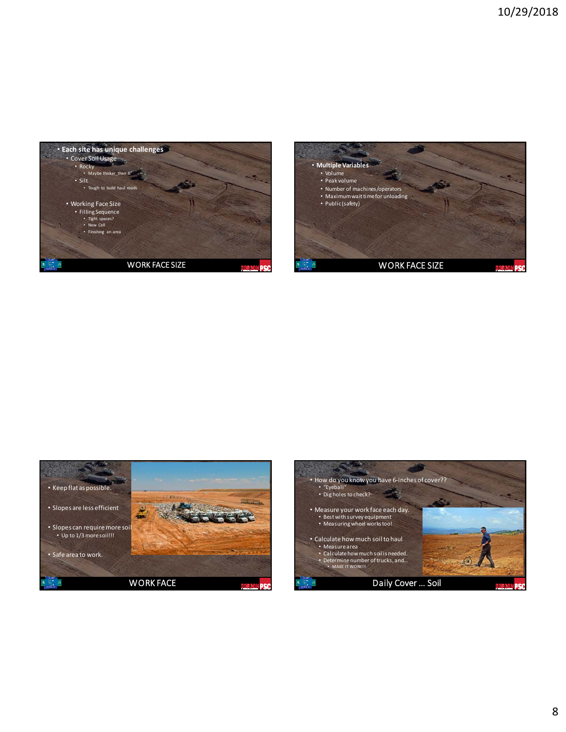## WORK FACE SIZE

- Each site has unique challenges
  - Cover Soil Usage
    - Rocky
      - Maybe thicker than 6"
    - Silt
      - Tough to build haul roads
  - Working Face Size
    - Filling Sequence
      - Tight spaces?
      - New Cell
      - Finishing an area

## WORK FACE SIZE

- Multiple Variables
  - Volume
  - Peak volume
  - Number of machines/operators
  - Maximum wait time for unloading
  - Public (safety)

## WORK FACE

- Keep flat as possible.
- Slopes are less efficient
- Slopes can require more soil
  - Up to 1/3 more soil!!!
- Safe area to work.

## Daily Cover … Soil

- How do you know you have 6-inches of cover??
  - "Eyeball"
  - Dig holes to check?
- Measure your work face each day.
  - Best with survey equipment
  - Measuring wheel works too!
- Calculate how much soil to haul
  - Measure area
  - Calculate how much soil is needed.
  - Determine number of trucks, and…
    - MAKE IT WORK!!!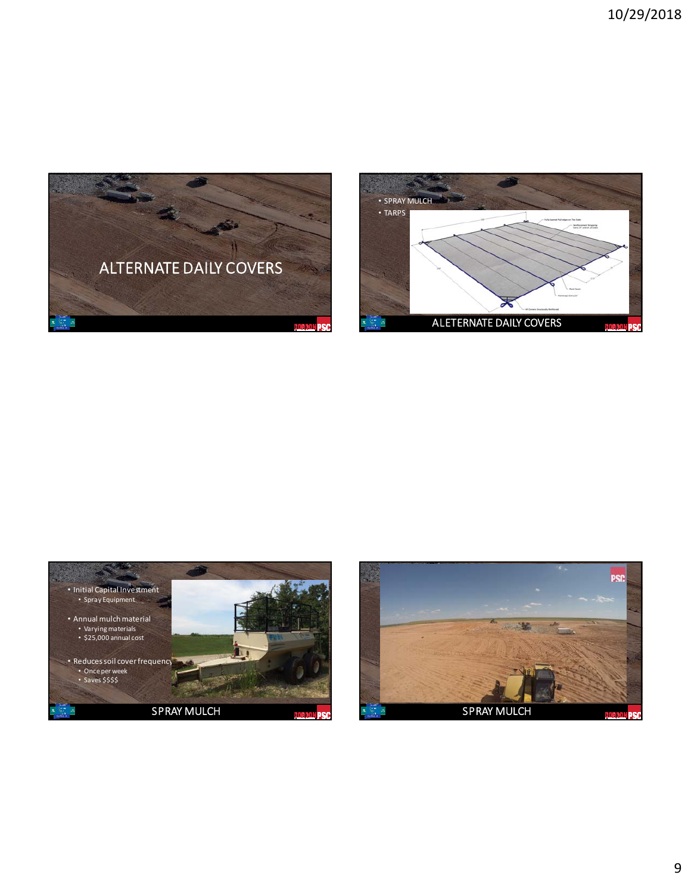## ALTERNATE DAILY COVERS

## ALETERNATE DAILY COVERS

- SPRAY MULCH
- TARPS

## SPRAY MULCH

- Initial Capital Investment
  - Spray Equipment
- Annual mulch material
  - Varying materials
  - $25,000 annual cost
- Reduces soil cover frequency
  - Once per week
  - Saves $$$$

## SPRAY MULCH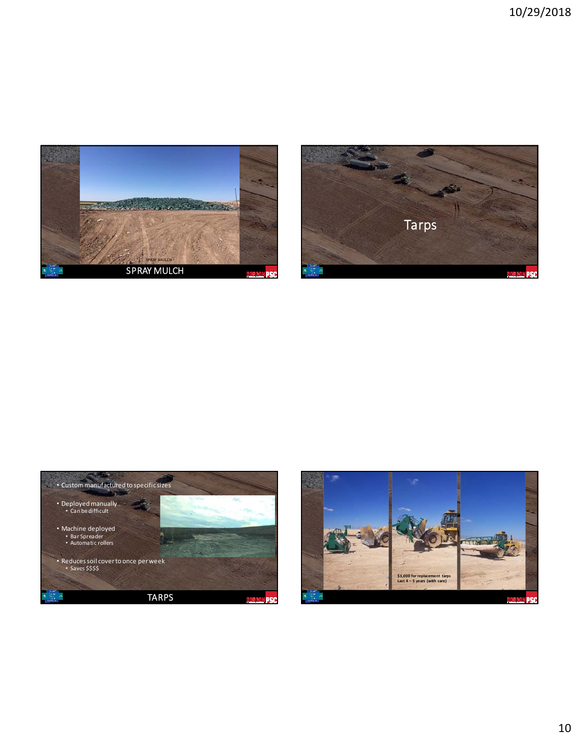## SPRAY MULCH

SPRAY MULCH

## Tarps

## TARPS

- Custom manufactured to specific sizes
- Deployed manually
  - Can be difficult
- Machine deployed
  - Bar Spreader
  - Automatic rollers
- Reduces soil cover to once per week
  - Saves $$$$

**$3,000 for replacement tarps**
**Last 4 – 5 years (with care)**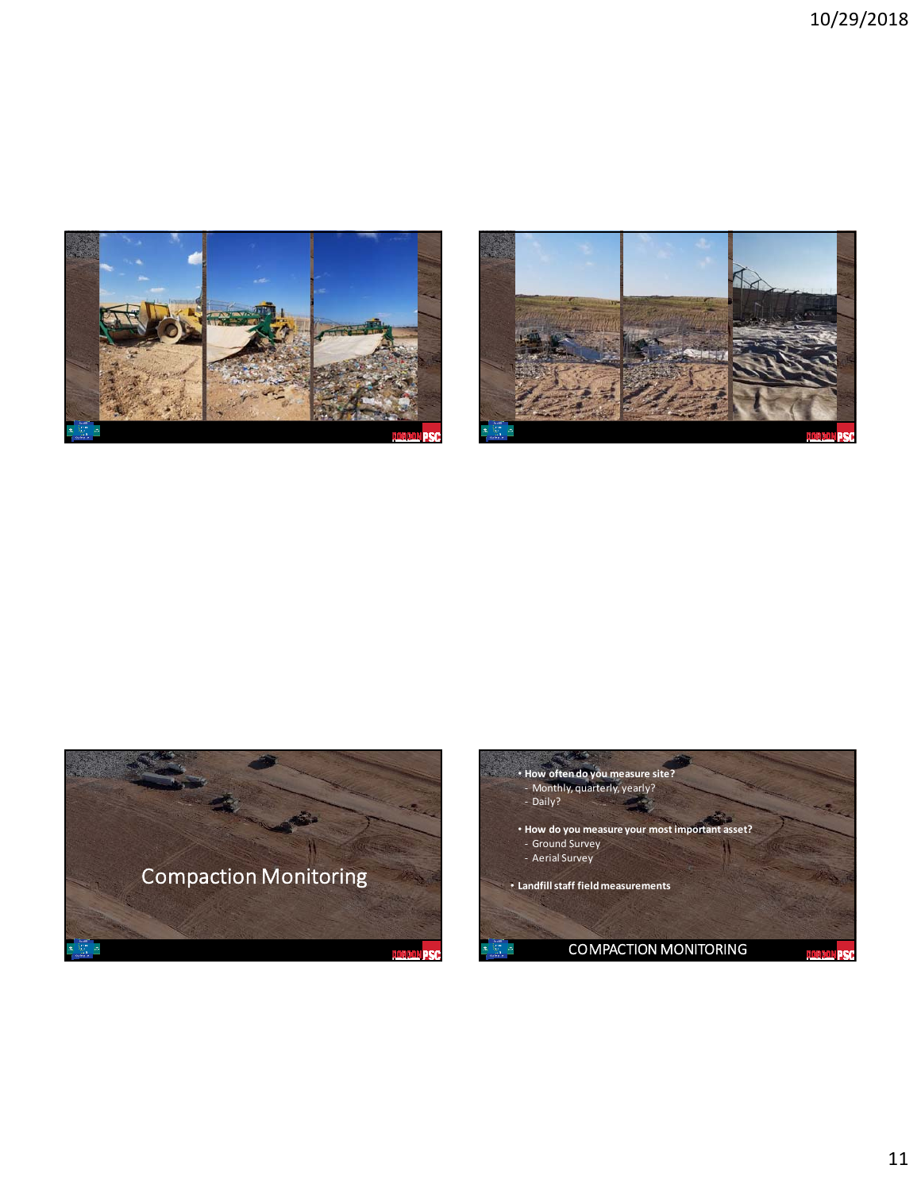Compaction Monitoring

- **How often do you measure site?**
  - Monthly, quarterly, yearly?
  - Daily?
- **How do you measure your most important asset?**
  - Ground Survey
  - Aerial Survey
- **Landfill staff field measurements**

COMPACTION MONITORING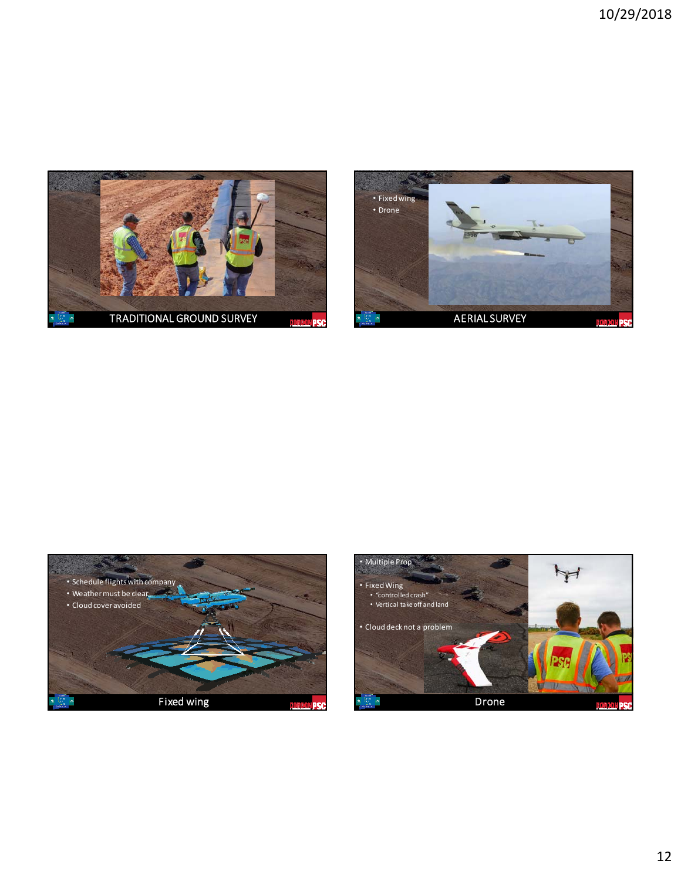## TRADITIONAL GROUND SURVEY

## AERIAL SURVEY

- Fixed wing
- Drone

## Fixed wing

- Schedule flights with company
- Weather must be clear
- Cloud cover avoided

## Drone

- Multiple Prop
- Fixed Wing
  - "controlled crash"
  - Vertical take off and land
- Cloud deck not a problem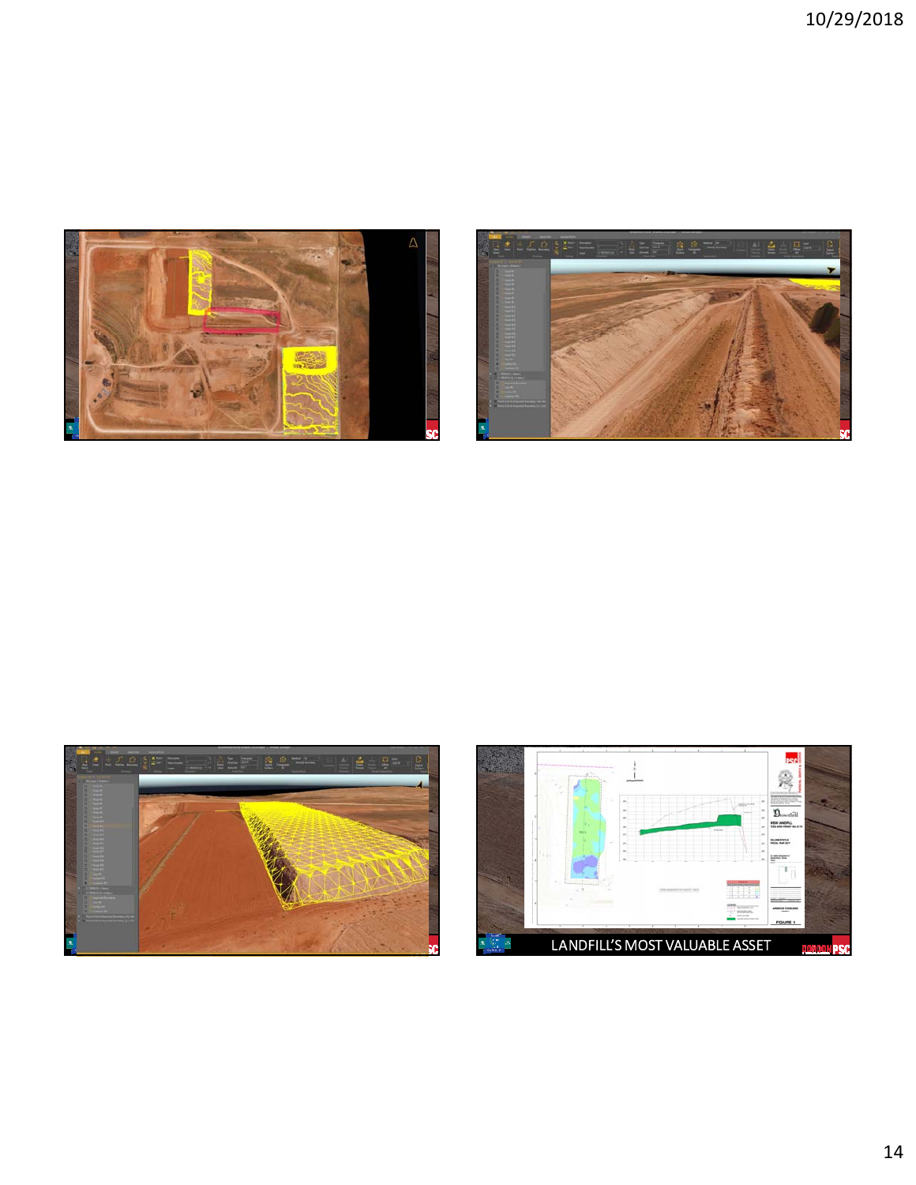LANDFILL'S MOST VALUABLE ASSET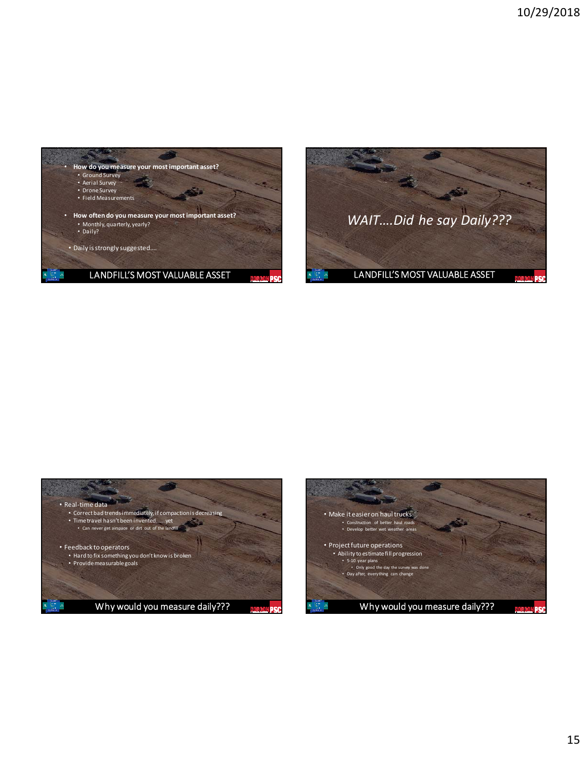## LANDFILL'S MOST VALUABLE ASSET

- **How do you measure your most important asset?**
  - Ground Survey
  - Aerial Survey
  - Drone Survey
  - Field Measurements
- **How often do you measure your most important asset?**
  - Monthly, quarterly, yearly?
  - Daily?
- Daily is strongly suggested….

## LANDFILL'S MOST VALUABLE ASSET

*WAIT….Did he say Daily???*

## Why would you measure daily???

- Real-time data
  - Correct bad trends immediately, if compaction is decreasing
  - Time travel hasn't been invented…….yet
    - Can never get airspace or dirt out of the landfill
- Feedback to operators
  - Hard to fix something you don't know is broken
  - Provide measurable goals

## Why would you measure daily???

- Make it easier on haul trucks
  - Construction of better haul roads
  - Develop better wet weather areas
- Project future operations
  - Ability to estimate fill progression
    - 5-10 year plans
      - Only good the day the survey was done
    - Day after, everything can change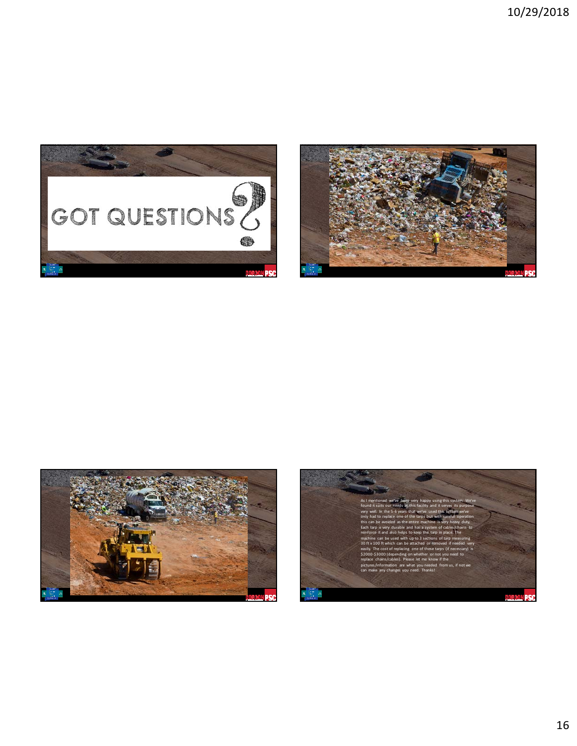GOT QUESTIONS?

As I mentioned we've been very happy using this system. We've found it suits our needs at this facility and it serves its purpose very well. In the 5-6 years that we've used this system we've only had to replace one of the tarps but with careful operation this can be avoided as the entire machine is very heavy duty. Each tarp is very durable and has a system of cables/chains to reinforce it and also helps to keep the tarp in place. The machine can be used with up to 3 sections of tarp measuring 30 ft x 100 ft which can be attached or removed if needed very easily. The cost of replacing one of these tarps (if necessary) is $2000-$3000 (depending on whether or not you need to replace chains/cables). Please let me know if the pictures/information are what you needed from us, if not we can make any changes you need. Thanks!